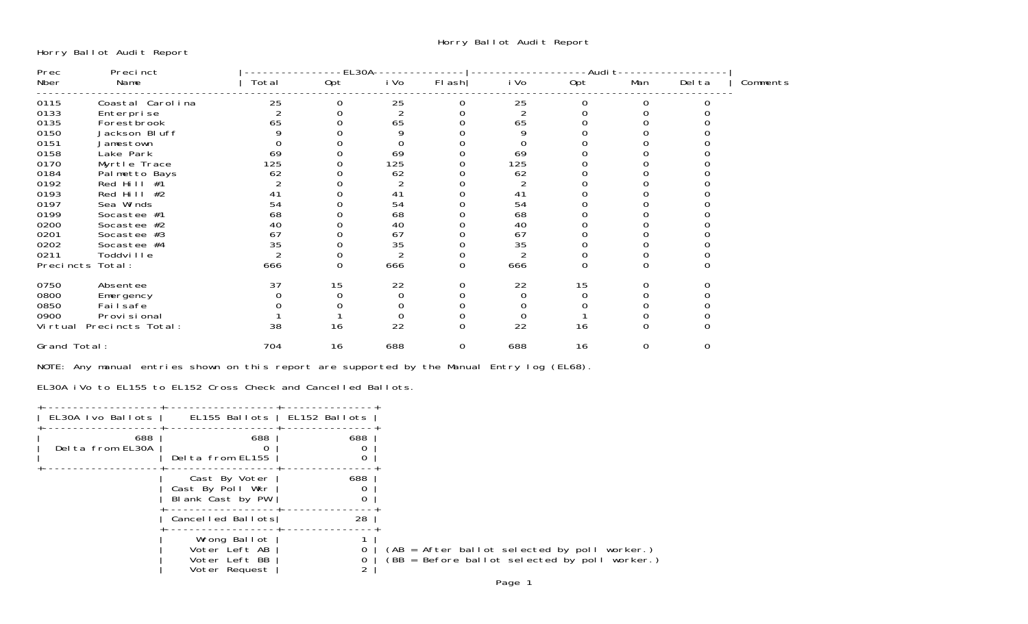# Horry Ballot Audit Report

Horry Ballot Audit Report

| Prec Nber | Precinct Name | EL30A Total | EL30A Opt | EL30A iVo | EL30A Flash | Audit iVo | Audit Opt | Audit Man | Audit Delta | Comments |
|---|---|---|---|---|---|---|---|---|---|---|
| 0115 | Coastal Carolina | 25 | 0 | 25 | 0 | 25 | 0 | 0 | 0 | |
| 0133 | Enterprise | 2 | 0 | 2 | 0 | 2 | 0 | 0 | 0 | |
| 0135 | Forestbrook | 65 | 0 | 65 | 0 | 65 | 0 | 0 | 0 | |
| 0150 | Jackson Bluff | 9 | 0 | 9 | 0 | 9 | 0 | 0 | 0 | |
| 0151 | Jamestown | 0 | 0 | 0 | 0 | 0 | 0 | 0 | 0 | |
| 0158 | Lake Park | 69 | 0 | 69 | 0 | 69 | 0 | 0 | 0 | |
| 0170 | Myrtle Trace | 125 | 0 | 125 | 0 | 125 | 0 | 0 | 0 | |
| 0184 | Palmetto Bays | 62 | 0 | 62 | 0 | 62 | 0 | 0 | 0 | |
| 0192 | Red Hill #1 | 2 | 0 | 2 | 0 | 2 | 0 | 0 | 0 | |
| 0193 | Red Hill #2 | 41 | 0 | 41 | 0 | 41 | 0 | 0 | 0 | |
| 0197 | Sea Winds | 54 | 0 | 54 | 0 | 54 | 0 | 0 | 0 | |
| 0199 | Socastee #1 | 68 | 0 | 68 | 0 | 68 | 0 | 0 | 0 | |
| 0200 | Socastee #2 | 40 | 0 | 40 | 0 | 40 | 0 | 0 | 0 | |
| 0201 | Socastee #3 | 67 | 0 | 67 | 0 | 67 | 0 | 0 | 0 | |
| 0202 | Socastee #4 | 35 | 0 | 35 | 0 | 35 | 0 | 0 | 0 | |
| 0211 | Toddville | 2 | 0 | 2 | 0 | 2 | 0 | 0 | 0 | |
| Precincts Total: | | 666 | 0 | 666 | 0 | 666 | 0 | 0 | 0 | |
| 0750 | Absentee | 37 | 15 | 22 | 0 | 22 | 15 | 0 | 0 | |
| 0800 | Emergency | 0 | 0 | 0 | 0 | 0 | 0 | 0 | 0 | |
| 0850 | Failsafe | 0 | 0 | 0 | 0 | 0 | 0 | 0 | 0 | |
| 0900 | Provisional | 1 | 1 | 0 | 0 | 0 | 1 | 0 | 0 | |
| Virtual Precincts Total: | | 38 | 16 | 22 | 0 | 22 | 16 | 0 | 0 | |
| Grand Total: | | 704 | 16 | 688 | 0 | 688 | 16 | 0 | 0 | |

NOTE: Any manual entries shown on this report are supported by the Manual Entry log (EL68).

EL30A iVo to EL155 to EL152 Cross Check and Cancelled Ballots.

| EL30A Ivo Ballots | EL155 Ballots | EL152 Ballots |
|---|---|---|
| 688 | 688 | 688 |
| Delta from EL30A | 0 | 0 |
| | Delta from EL155 | 0 |
| | Cast By Voter | 688 |
| | Cast By Poll Wkr | 0 |
| | Blank Cast by PW | 0 |
| | Cancelled Ballots | 28 |
| | Wrong Ballot | 1 |
| | Voter Left AB | 0 |
| | Voter Left BB | 0 |
| | Voter Request | 2 |

(AB = After ballot selected by poll worker.)
(BB = Before ballot selected by poll worker.)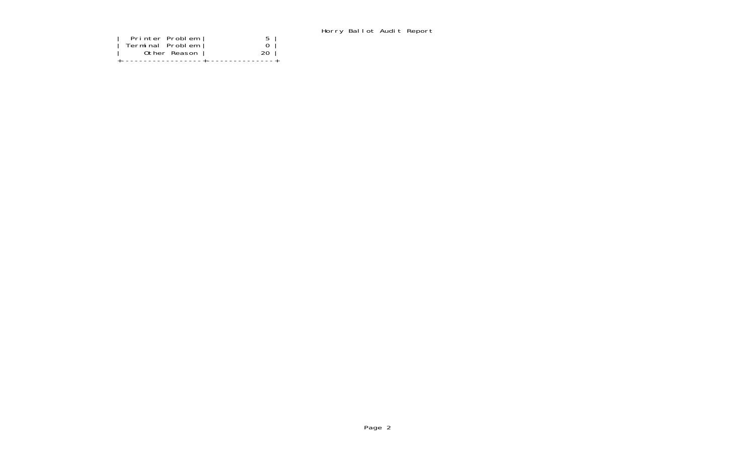| Printer Problem | 5 |
| --- | --- |
| Terminal Problem | 0 |
| Other Reason | 20 |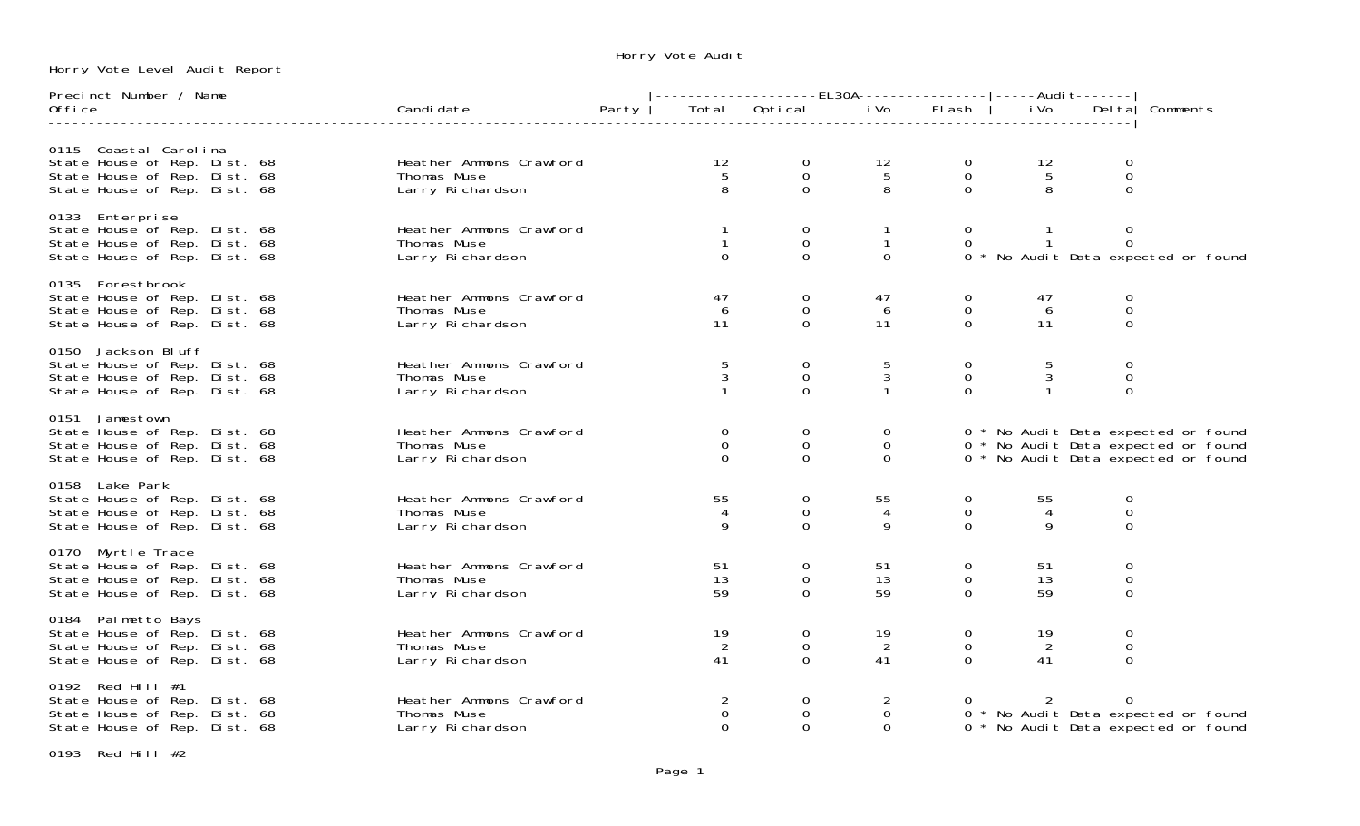# Horry Vote Audit

Horry Vote Level Audit Report

| Precinct Number / Name<br>Office | Candidate | Party | EL30A Total | EL30A Optical | EL30A iVo | EL30A Flash | Audit iVo | Audit Delta | Comments |
|---|---|---|---|---|---|---|---|---|---|
| **0115 Coastal Carolina** | | | | | | | | | |
| State House of Rep. Dist. 68 | Heather Ammons Crawford | | 12 | 0 | 12 | 0 | 12 | 0 | |
| State House of Rep. Dist. 68 | Thomas Muse | | 5 | 0 | 5 | 0 | 5 | 0 | |
| State House of Rep. Dist. 68 | Larry Richardson | | 8 | 0 | 8 | 0 | 8 | 0 | |
| **0133 Enterprise** | | | | | | | | | |
| State House of Rep. Dist. 68 | Heather Ammons Crawford | | 1 | 0 | 1 | 0 | 1 | 0 | |
| State House of Rep. Dist. 68 | Thomas Muse | | 1 | 0 | 1 | 0 | 1 | 0 | |
| State House of Rep. Dist. 68 | Larry Richardson | | 0 | 0 | 0 | 0 * | | | No Audit Data expected or found |
| **0135 Forestbrook** | | | | | | | | | |
| State House of Rep. Dist. 68 | Heather Ammons Crawford | | 47 | 0 | 47 | 0 | 47 | 0 | |
| State House of Rep. Dist. 68 | Thomas Muse | | 6 | 0 | 6 | 0 | 6 | 0 | |
| State House of Rep. Dist. 68 | Larry Richardson | | 11 | 0 | 11 | 0 | 11 | 0 | |
| **0150 Jackson Bluff** | | | | | | | | | |
| State House of Rep. Dist. 68 | Heather Ammons Crawford | | 5 | 0 | 5 | 0 | 5 | 0 | |
| State House of Rep. Dist. 68 | Thomas Muse | | 3 | 0 | 3 | 0 | 3 | 0 | |
| State House of Rep. Dist. 68 | Larry Richardson | | 1 | 0 | 1 | 0 | 1 | 0 | |
| **0151 Jamestown** | | | | | | | | | |
| State House of Rep. Dist. 68 | Heather Ammons Crawford | | 0 | 0 | 0 | 0 * | | | No Audit Data expected or found |
| State House of Rep. Dist. 68 | Thomas Muse | | 0 | 0 | 0 | 0 * | | | No Audit Data expected or found |
| State House of Rep. Dist. 68 | Larry Richardson | | 0 | 0 | 0 | 0 * | | | No Audit Data expected or found |
| **0158 Lake Park** | | | | | | | | | |
| State House of Rep. Dist. 68 | Heather Ammons Crawford | | 55 | 0 | 55 | 0 | 55 | 0 | |
| State House of Rep. Dist. 68 | Thomas Muse | | 4 | 0 | 4 | 0 | 4 | 0 | |
| State House of Rep. Dist. 68 | Larry Richardson | | 9 | 0 | 9 | 0 | 9 | 0 | |
| **0170 Myrtle Trace** | | | | | | | | | |
| State House of Rep. Dist. 68 | Heather Ammons Crawford | | 51 | 0 | 51 | 0 | 51 | 0 | |
| State House of Rep. Dist. 68 | Thomas Muse | | 13 | 0 | 13 | 0 | 13 | 0 | |
| State House of Rep. Dist. 68 | Larry Richardson | | 59 | 0 | 59 | 0 | 59 | 0 | |
| **0184 Palmetto Bays** | | | | | | | | | |
| State House of Rep. Dist. 68 | Heather Ammons Crawford | | 19 | 0 | 19 | 0 | 19 | 0 | |
| State House of Rep. Dist. 68 | Thomas Muse | | 2 | 0 | 2 | 0 | 2 | 0 | |
| State House of Rep. Dist. 68 | Larry Richardson | | 41 | 0 | 41 | 0 | 41 | 0 | |
| **0192 Red Hill #1** | | | | | | | | | |
| State House of Rep. Dist. 68 | Heather Ammons Crawford | | 2 | 0 | 2 | 0 | 2 | 0 | |
| State House of Rep. Dist. 68 | Thomas Muse | | 0 | 0 | 0 | 0 * | | | No Audit Data expected or found |
| State House of Rep. Dist. 68 | Larry Richardson | | 0 | 0 | 0 | 0 * | | | No Audit Data expected or found |
| **0193 Red Hill #2** | | | | | | | | | |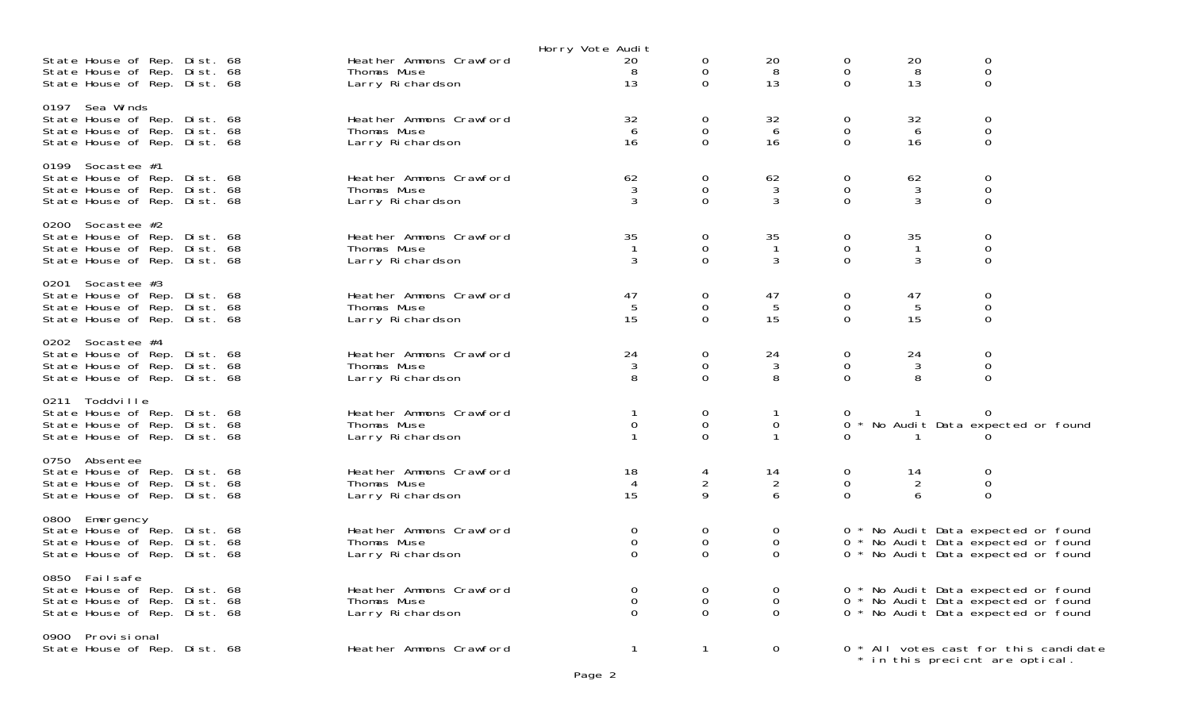Horry Vote Audit

| | | | | | | | |
|---|---|---|---|---|---|---|---|
| State House of Rep. Dist. 68 | Heather Ammons Crawford | 20 | 0 | 20 | 0 | 20 | 0 |
| State House of Rep. Dist. 68 | Thomas Muse | 8 | 0 | 8 | 0 | 8 | 0 |
| State House of Rep. Dist. 68 | Larry Richardson | 13 | 0 | 13 | 0 | 13 | 0 |
| **0197 Sea Winds** | | | | | | | |
| State House of Rep. Dist. 68 | Heather Ammons Crawford | 32 | 0 | 32 | 0 | 32 | 0 |
| State House of Rep. Dist. 68 | Thomas Muse | 6 | 0 | 6 | 0 | 6 | 0 |
| State House of Rep. Dist. 68 | Larry Richardson | 16 | 0 | 16 | 0 | 16 | 0 |
| **0199 Socastee #1** | | | | | | | |
| State House of Rep. Dist. 68 | Heather Ammons Crawford | 62 | 0 | 62 | 0 | 62 | 0 |
| State House of Rep. Dist. 68 | Thomas Muse | 3 | 0 | 3 | 0 | 3 | 0 |
| State House of Rep. Dist. 68 | Larry Richardson | 3 | 0 | 3 | 0 | 3 | 0 |
| **0200 Socastee #2** | | | | | | | |
| State House of Rep. Dist. 68 | Heather Ammons Crawford | 35 | 0 | 35 | 0 | 35 | 0 |
| State House of Rep. Dist. 68 | Thomas Muse | 1 | 0 | 1 | 0 | 1 | 0 |
| State House of Rep. Dist. 68 | Larry Richardson | 3 | 0 | 3 | 0 | 3 | 0 |
| **0201 Socastee #3** | | | | | | | |
| State House of Rep. Dist. 68 | Heather Ammons Crawford | 47 | 0 | 47 | 0 | 47 | 0 |
| State House of Rep. Dist. 68 | Thomas Muse | 5 | 0 | 5 | 0 | 5 | 0 |
| State House of Rep. Dist. 68 | Larry Richardson | 15 | 0 | 15 | 0 | 15 | 0 |
| **0202 Socastee #4** | | | | | | | |
| State House of Rep. Dist. 68 | Heather Ammons Crawford | 24 | 0 | 24 | 0 | 24 | 0 |
| State House of Rep. Dist. 68 | Thomas Muse | 3 | 0 | 3 | 0 | 3 | 0 |
| State House of Rep. Dist. 68 | Larry Richardson | 8 | 0 | 8 | 0 | 8 | 0 |
| **0211 Toddville** | | | | | | | |
| State House of Rep. Dist. 68 | Heather Ammons Crawford | 1 | 0 | 1 | 0 | 1 | 0 |
| State House of Rep. Dist. 68 | Thomas Muse | 0 | 0 | 0 | 0 * No Audit Data expected or found | | |
| State House of Rep. Dist. 68 | Larry Richardson | 1 | 0 | 1 | 0 | 1 | 0 |
| **0750 Absentee** | | | | | | | |
| State House of Rep. Dist. 68 | Heather Ammons Crawford | 18 | 4 | 14 | 0 | 14 | 0 |
| State House of Rep. Dist. 68 | Thomas Muse | 4 | 2 | 2 | 0 | 2 | 0 |
| State House of Rep. Dist. 68 | Larry Richardson | 15 | 9 | 6 | 0 | 6 | 0 |
| **0800 Emergency** | | | | | | | |
| State House of Rep. Dist. 68 | Heather Ammons Crawford | 0 | 0 | 0 | 0 * No Audit Data expected or found | | |
| State House of Rep. Dist. 68 | Thomas Muse | 0 | 0 | 0 | 0 * No Audit Data expected or found | | |
| State House of Rep. Dist. 68 | Larry Richardson | 0 | 0 | 0 | 0 * No Audit Data expected or found | | |
| **0850 Failsafe** | | | | | | | |
| State House of Rep. Dist. 68 | Heather Ammons Crawford | 0 | 0 | 0 | 0 * No Audit Data expected or found | | |
| State House of Rep. Dist. 68 | Thomas Muse | 0 | 0 | 0 | 0 * No Audit Data expected or found | | |
| State House of Rep. Dist. 68 | Larry Richardson | 0 | 0 | 0 | 0 * No Audit Data expected or found | | |
| **0900 Provisional** | | | | | | | |
| State House of Rep. Dist. 68 | Heather Ammons Crawford | 1 | 1 | 0 | 0 * All votes cast for this candidate * in this precicnt are optical. | | |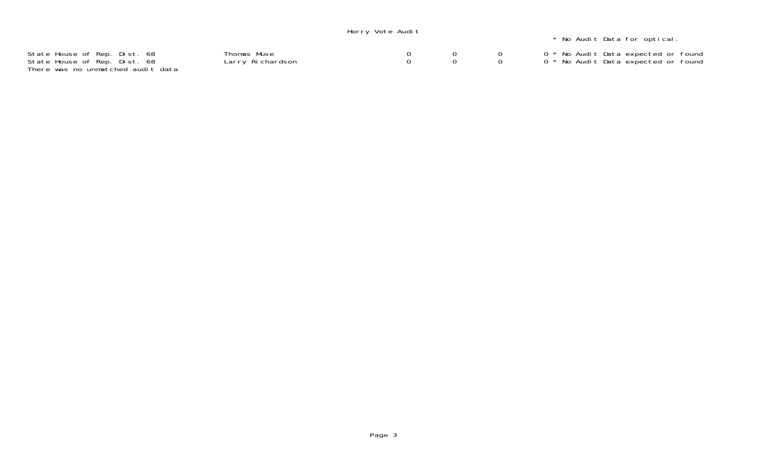Horry Vote Audit

\* No Audit Data for optical.

| | | | | | |
|---|---|---|---|---|---|
| State House of Rep. Dist. 68 | Thomas Muse | 0 | 0 | 0 | 0 * No Audit Data expected or found |
| State House of Rep. Dist. 68 | Larry Richardson | 0 | 0 | 0 | 0 * No Audit Data expected or found |

There was no unmatched audit data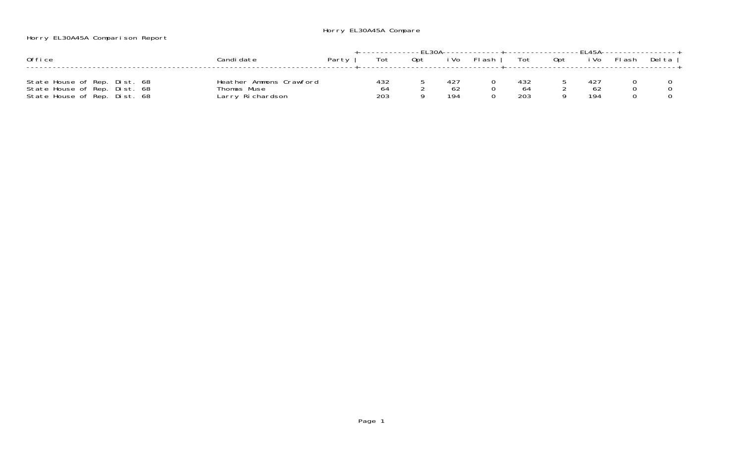Horry EL30A45A Compare

Horry EL30A45A Comparison Report

| Office | Candidate | Party | EL30A | | | | EL45A | | | | |
|---|---|---|---|---|---|---|---|---|---|---|---|
| | | | Tot | Opt | iVo | Flash | Tot | Opt | iVo | Flash | Delta |
| State House of Rep. Dist. 68 | Heather Ammons Crawford | | 432 | 5 | 427 | 0 | 432 | 5 | 427 | 0 | 0 |
| State House of Rep. Dist. 68 | Thomas Muse | | 64 | 2 | 62 | 0 | 64 | 2 | 62 | 0 | 0 |
| State House of Rep. Dist. 68 | Larry Richardson | | 203 | 9 | 194 | 0 | 203 | 9 | 194 | 0 | 0 |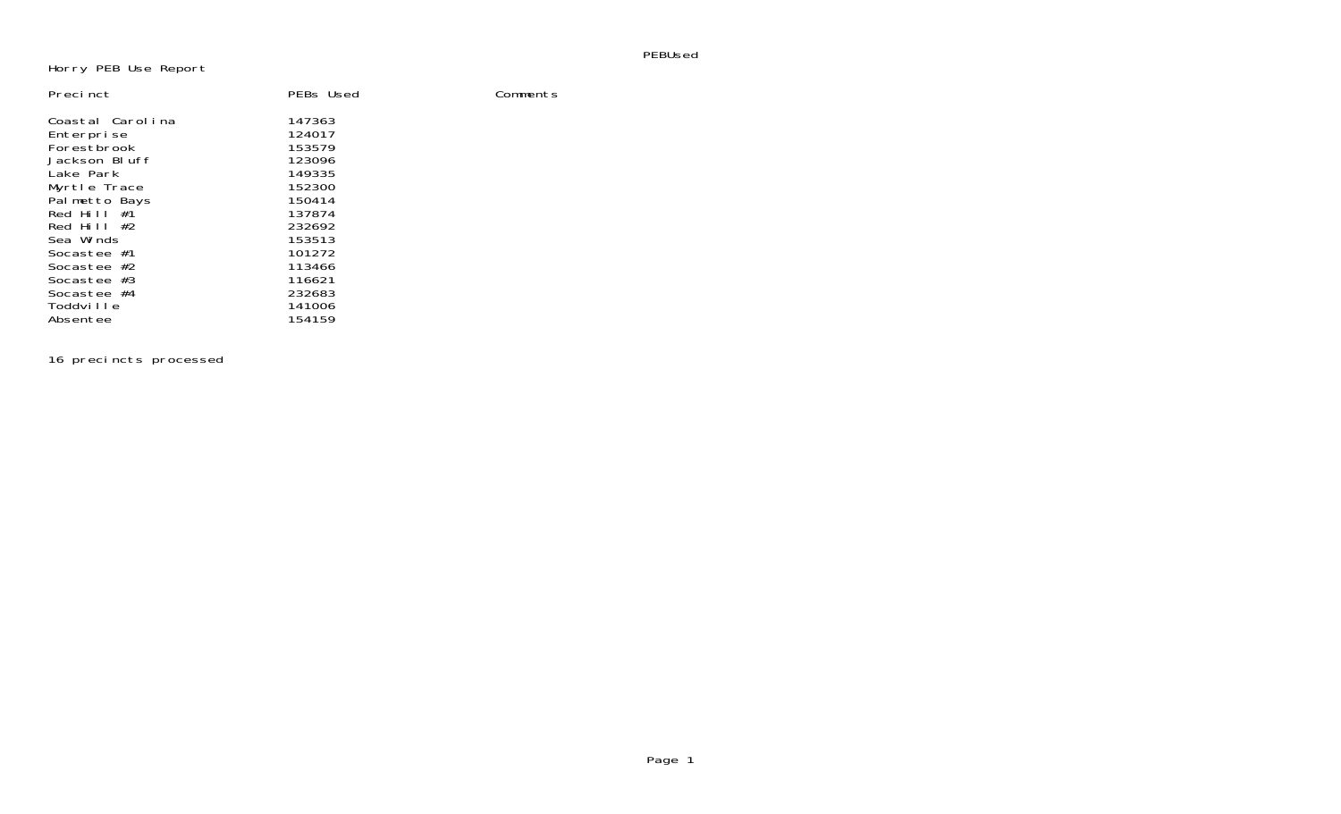Horry PEB Use Report

| Precinct | PEBs Used | Comments |
|---|---|---|
| Coastal Carolina | 147363 | |
| Enterprise | 124017 | |
| Forestbrook | 153579 | |
| Jackson Bluff | 123096 | |
| Lake Park | 149335 | |
| Myrtle Trace | 152300 | |
| Palmetto Bays | 150414 | |
| Red Hill #1 | 137874 | |
| Red Hill #2 | 232692 | |
| Sea Winds | 153513 | |
| Socastee #1 | 101272 | |
| Socastee #2 | 113466 | |
| Socastee #3 | 116621 | |
| Socastee #4 | 232683 | |
| Toddville | 141006 | |
| Absentee | 154159 | |

16 precincts processed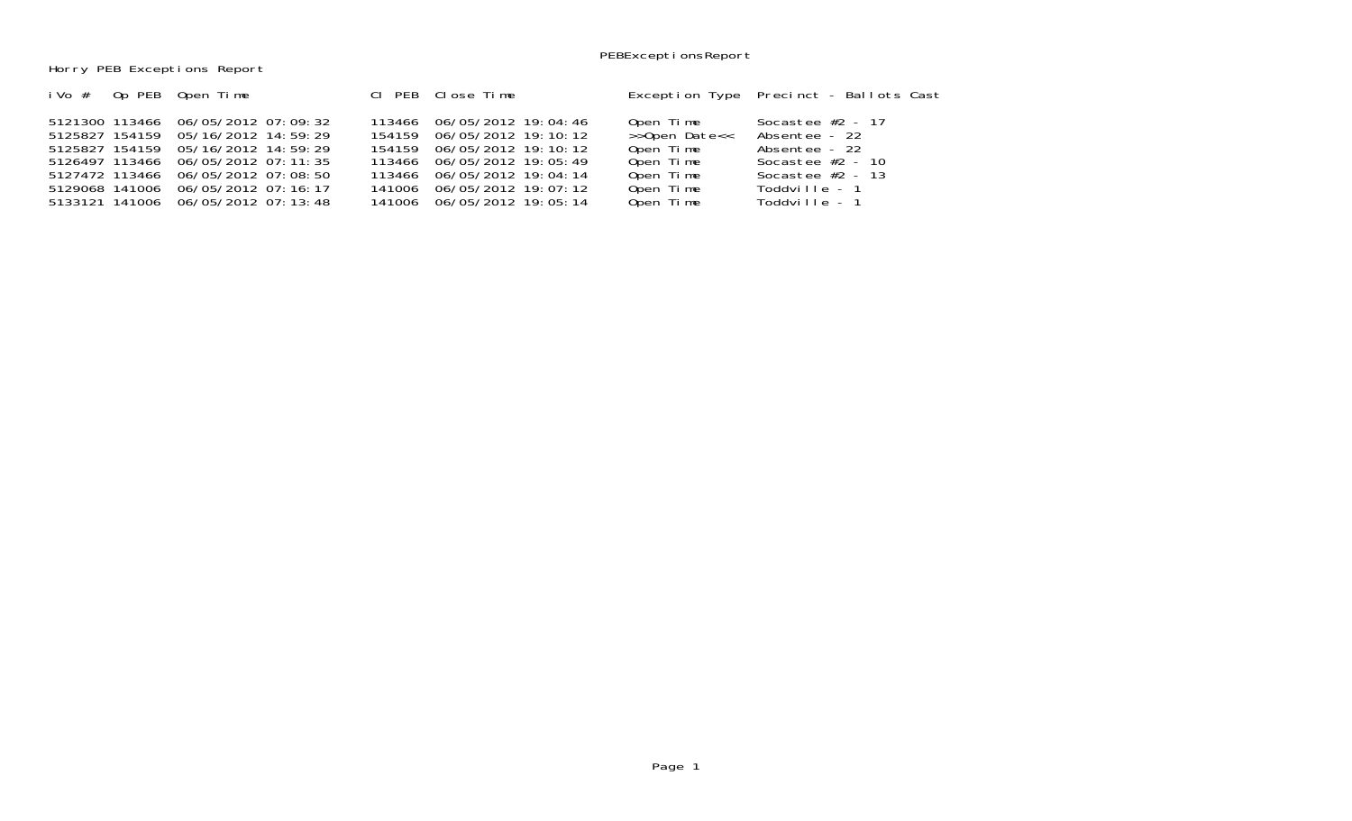PEBExceptionsReport

Horry PEB Exceptions Report

| iVo # | Op PEB | Open Time | Cl PEB | Close Time | Exception Type | Precinct - Ballots Cast |
|---|---|---|---|---|---|---|
| 5121300 | 113466 | 06/05/2012 07:09:32 | 113466 | 06/05/2012 19:04:46 | Open Time | Socastee #2 - 17 |
| 5125827 | 154159 | 05/16/2012 14:59:29 | 154159 | 06/05/2012 19:10:12 | >>Open Date<< | Absentee - 22 |
| 5125827 | 154159 | 05/16/2012 14:59:29 | 154159 | 06/05/2012 19:10:12 | Open Time | Absentee - 22 |
| 5126497 | 113466 | 06/05/2012 07:11:35 | 113466 | 06/05/2012 19:05:49 | Open Time | Socastee #2 - 10 |
| 5127472 | 113466 | 06/05/2012 07:08:50 | 113466 | 06/05/2012 19:04:14 | Open Time | Socastee #2 - 13 |
| 5129068 | 141006 | 06/05/2012 07:16:17 | 141006 | 06/05/2012 19:07:12 | Open Time | Toddville - 1 |
| 5133121 | 141006 | 06/05/2012 07:13:48 | 141006 | 06/05/2012 19:05:14 | Open Time | Toddville - 1 |